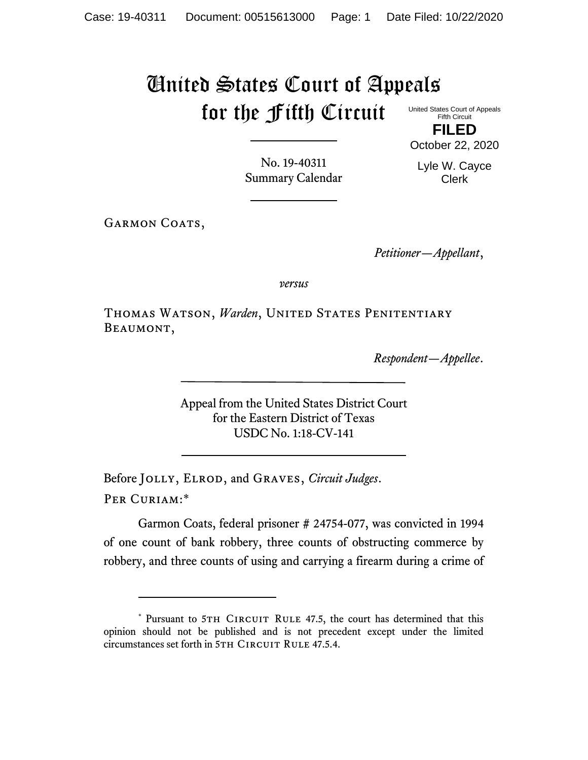# United States Court of Appeals for the Fifth Circuit

United States Court of Appeals
Fifth Circuit

**FILED**

October 22, 2020

Lyle W. Cayce
Clerk

No. 19-40311
Summary Calendar

Garmon Coats,

*Petitioner—Appellant*,

*versus*

Thomas Watson, *Warden*, United States Penitentiary Beaumont,

*Respondent—Appellee*.

Appeal from the United States District Court
for the Eastern District of Texas
USDC No. 1:18-CV-141

Before Jolly, Elrod, and Graves, *Circuit Judges*.

Per Curiam:*

Garmon Coats, federal prisoner # 24754-077, was convicted in 1994 of one count of bank robbery, three counts of obstructing commerce by robbery, and three counts of using and carrying a firearm during a crime of

---

\* Pursuant to 5th Circuit Rule 47.5, the court has determined that this opinion should not be published and is not precedent except under the limited circumstances set forth in 5th Circuit Rule 47.5.4.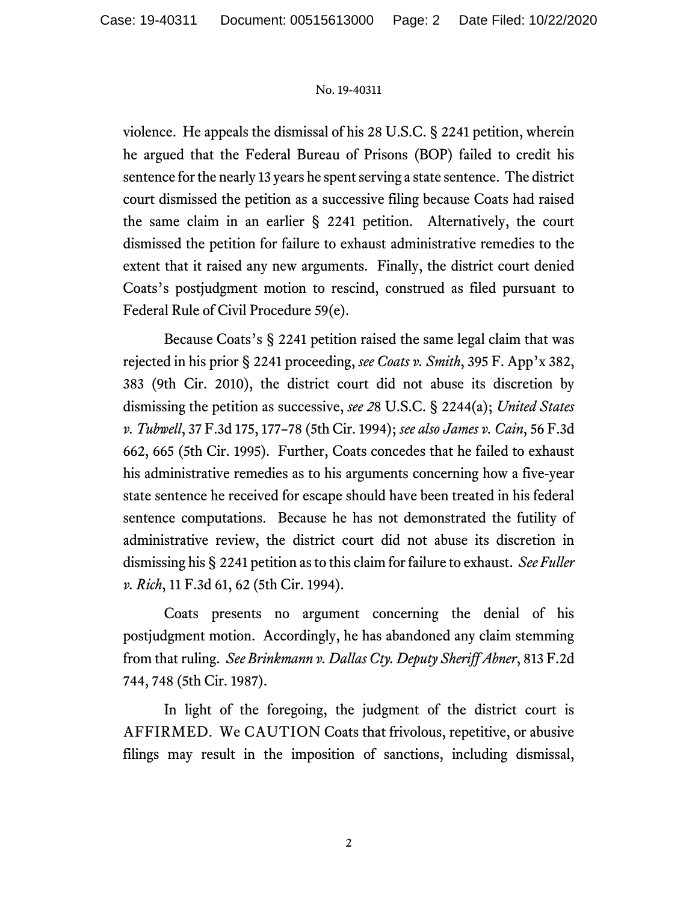violence. He appeals the dismissal of his 28 U.S.C. § 2241 petition, wherein he argued that the Federal Bureau of Prisons (BOP) failed to credit his sentence for the nearly 13 years he spent serving a state sentence. The district court dismissed the petition as a successive filing because Coats had raised the same claim in an earlier § 2241 petition. Alternatively, the court dismissed the petition for failure to exhaust administrative remedies to the extent that it raised any new arguments. Finally, the district court denied Coats's postjudgment motion to rescind, construed as filed pursuant to Federal Rule of Civil Procedure 59(e).

Because Coats's § 2241 petition raised the same legal claim that was rejected in his prior § 2241 proceeding, *see Coats v. Smith*, 395 F. App'x 382, 383 (9th Cir. 2010), the district court did not abuse its discretion by dismissing the petition as successive, *see* 28 U.S.C. § 2244(a); *United States v. Tubwell*, 37 F.3d 175, 177–78 (5th Cir. 1994); *see also James v. Cain*, 56 F.3d 662, 665 (5th Cir. 1995). Further, Coats concedes that he failed to exhaust his administrative remedies as to his arguments concerning how a five-year state sentence he received for escape should have been treated in his federal sentence computations. Because he has not demonstrated the futility of administrative review, the district court did not abuse its discretion in dismissing his § 2241 petition as to this claim for failure to exhaust. *See Fuller v. Rich*, 11 F.3d 61, 62 (5th Cir. 1994).

Coats presents no argument concerning the denial of his postjudgment motion. Accordingly, he has abandoned any claim stemming from that ruling. *See Brinkmann v. Dallas Cty. Deputy Sheriff Abner*, 813 F.2d 744, 748 (5th Cir. 1987).

In light of the foregoing, the judgment of the district court is AFFIRMED. We CAUTION Coats that frivolous, repetitive, or abusive filings may result in the imposition of sanctions, including dismissal,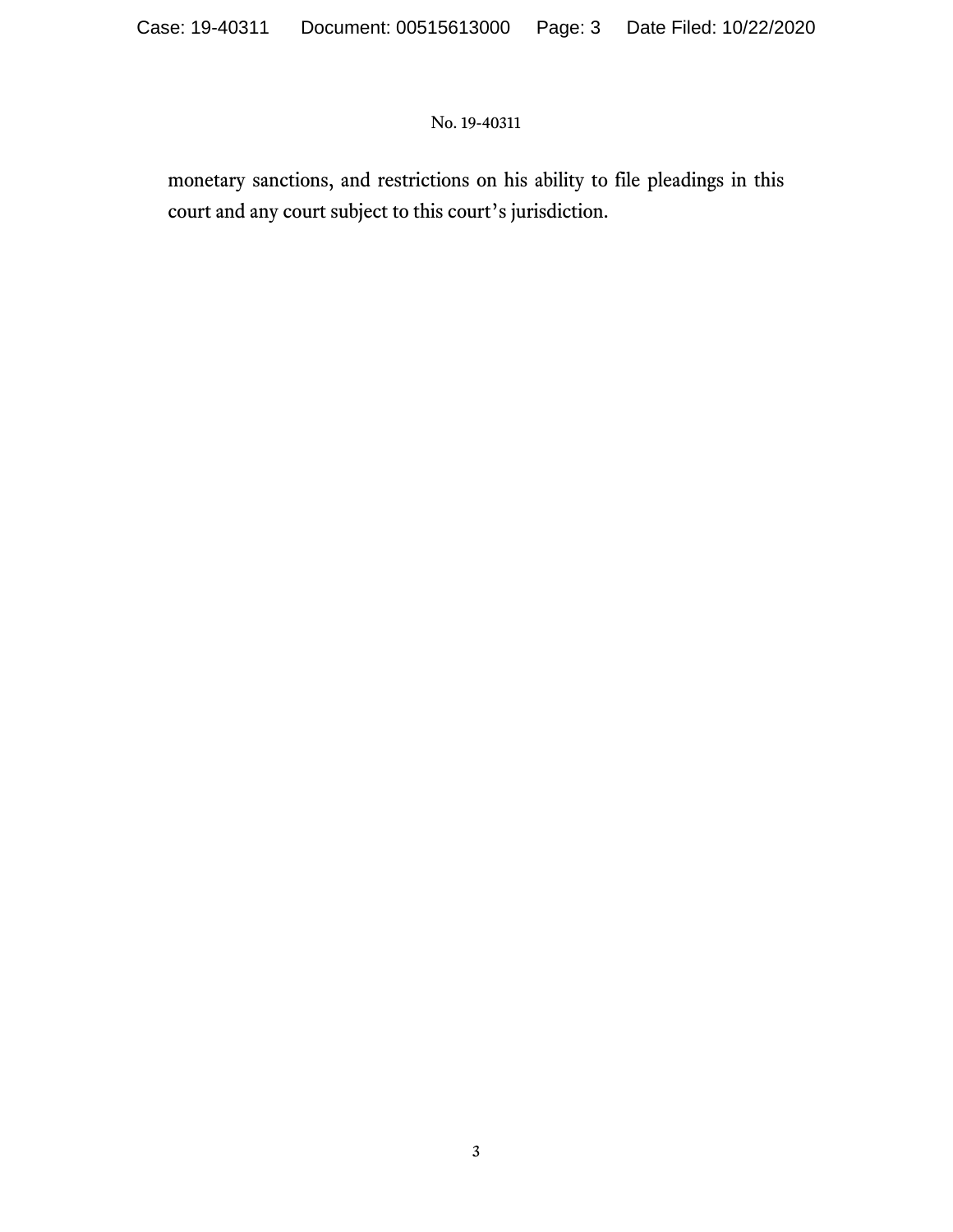monetary sanctions, and restrictions on his ability to file pleadings in this court and any court subject to this court's jurisdiction.